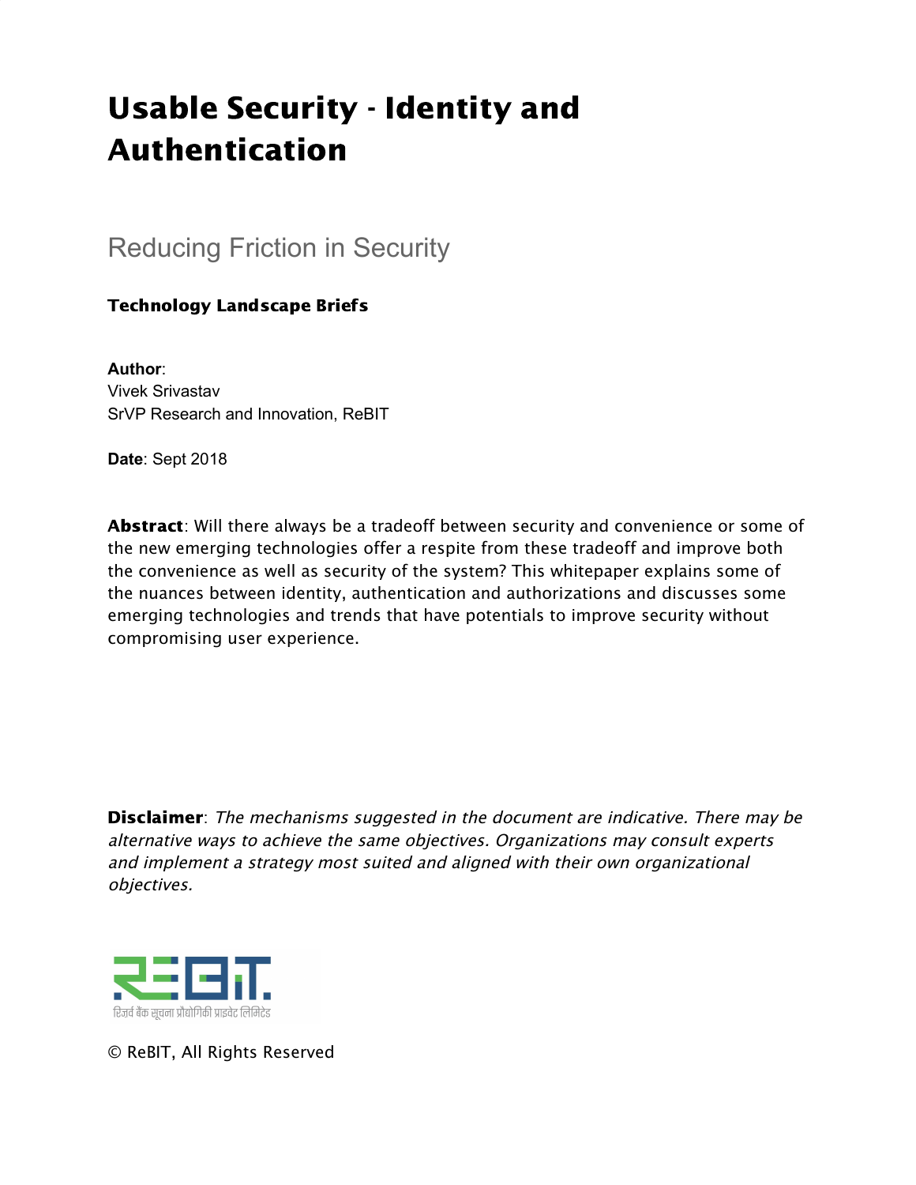# Usable Security - Identity and Authentication

## Reducing Friction in Security

**Technology Landscape Briefs**

**Author**:
Vivek Srivastav
SrVP Research and Innovation, ReBIT

**Date**: Sept 2018

**Abstract**: Will there always be a tradeoff between security and convenience or some of the new emerging technologies offer a respite from these tradeoff and improve both the convenience as well as security of the system? This whitepaper explains some of the nuances between identity, authentication and authorizations and discusses some emerging technologies and trends that have potentials to improve security without compromising user experience.

**Disclaimer**: *The mechanisms suggested in the document are indicative. There may be alternative ways to achieve the same objectives. Organizations may consult experts and implement a strategy most suited and aligned with their own organizational objectives.*

रिज़र्व बैंक सूचना प्रौद्योगिकी प्राइवेट लिमिटेड

© ReBIT, All Rights Reserved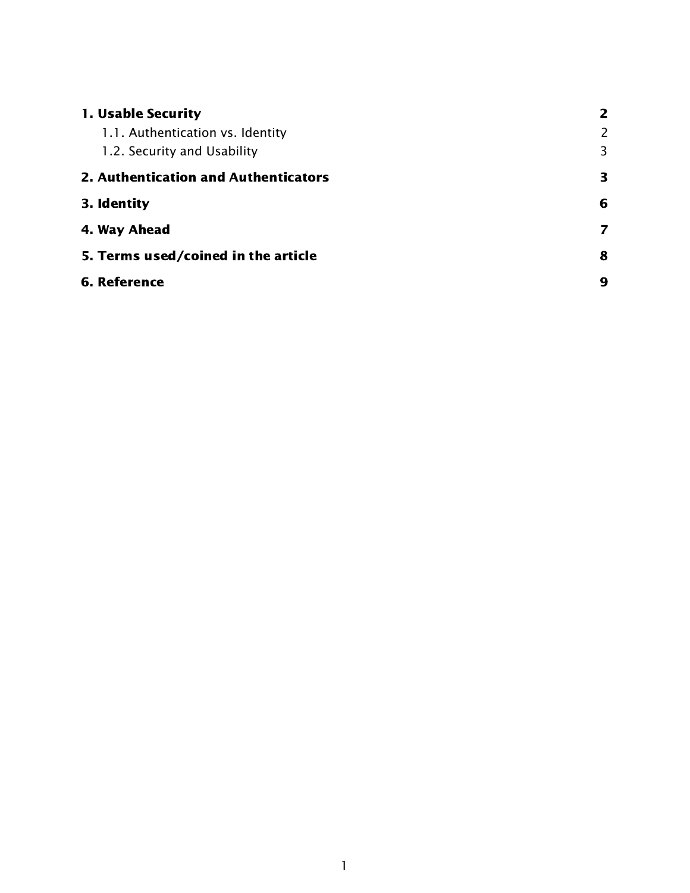**1. Usable Security** 2

- 1.1. Authentication vs. Identity 2
- 1.2. Security and Usability 3

**2. Authentication and Authenticators** 3

**3. Identity** 6

**4. Way Ahead** 7

**5. Terms used/coined in the article** 8

**6. Reference** 9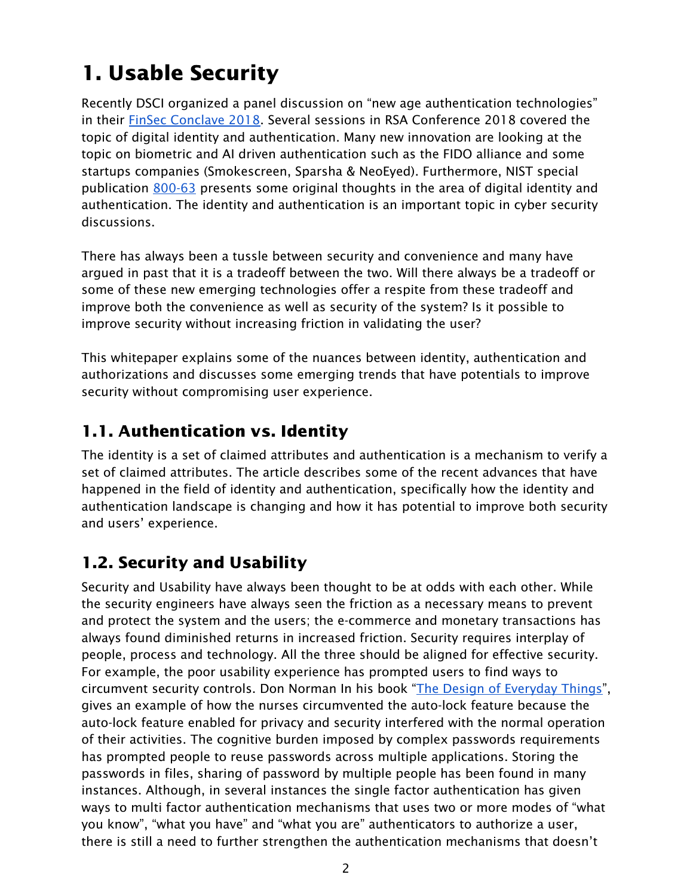# 1. Usable Security

Recently DSCI organized a panel discussion on "new age authentication technologies" in their [FinSec Conclave 2018](). Several sessions in RSA Conference 2018 covered the topic of digital identity and authentication. Many new innovation are looking at the topic on biometric and AI driven authentication such as the FIDO alliance and some startups companies (Smokescreen, Sparsha & NeoEyed). Furthermore, NIST special publication [800-63]() presents some original thoughts in the area of digital identity and authentication. The identity and authentication is an important topic in cyber security discussions.

There has always been a tussle between security and convenience and many have argued in past that it is a tradeoff between the two. Will there always be a tradeoff or some of these new emerging technologies offer a respite from these tradeoff and improve both the convenience as well as security of the system? Is it possible to improve security without increasing friction in validating the user?

This whitepaper explains some of the nuances between identity, authentication and authorizations and discusses some emerging trends that have potentials to improve security without compromising user experience.

## 1.1. Authentication vs. Identity

The identity is a set of claimed attributes and authentication is a mechanism to verify a set of claimed attributes. The article describes some of the recent advances that have happened in the field of identity and authentication, specifically how the identity and authentication landscape is changing and how it has potential to improve both security and users' experience.

## 1.2. Security and Usability

Security and Usability have always been thought to be at odds with each other. While the security engineers have always seen the friction as a necessary means to prevent and protect the system and the users; the e-commerce and monetary transactions has always found diminished returns in increased friction. Security requires interplay of people, process and technology. All the three should be aligned for effective security. For example, the poor usability experience has prompted users to find ways to circumvent security controls. Don Norman In his book "[The Design of Everyday Things]()", gives an example of how the nurses circumvented the auto-lock feature because the auto-lock feature enabled for privacy and security interfered with the normal operation of their activities. The cognitive burden imposed by complex passwords requirements has prompted people to reuse passwords across multiple applications. Storing the passwords in files, sharing of password by multiple people has been found in many instances. Although, in several instances the single factor authentication has given ways to multi factor authentication mechanisms that uses two or more modes of "what you know", "what you have" and "what you are" authenticators to authorize a user, there is still a need to further strengthen the authentication mechanisms that doesn't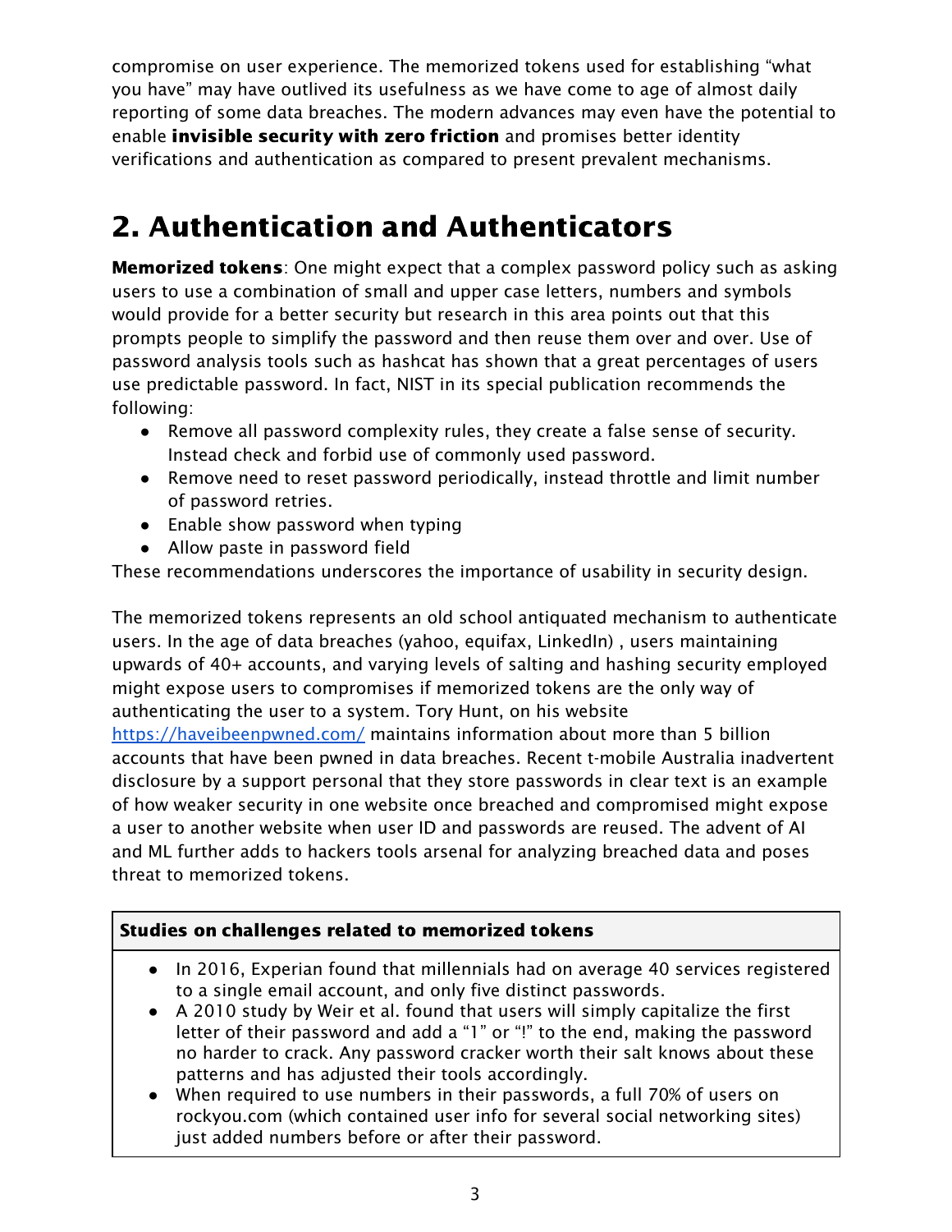compromise on user experience. The memorized tokens used for establishing "what you have" may have outlived its usefulness as we have come to age of almost daily reporting of some data breaches. The modern advances may even have the potential to enable **invisible security with zero friction** and promises better identity verifications and authentication as compared to present prevalent mechanisms.

# 2. Authentication and Authenticators

**Memorized tokens**: One might expect that a complex password policy such as asking users to use a combination of small and upper case letters, numbers and symbols would provide for a better security but research in this area points out that this prompts people to simplify the password and then reuse them over and over. Use of password analysis tools such as hashcat has shown that a great percentages of users use predictable password. In fact, NIST in its special publication recommends the following:

- Remove all password complexity rules, they create a false sense of security. Instead check and forbid use of commonly used password.
- Remove need to reset password periodically, instead throttle and limit number of password retries.
- Enable show password when typing
- Allow paste in password field

These recommendations underscores the importance of usability in security design.

The memorized tokens represents an old school antiquated mechanism to authenticate users. In the age of data breaches (yahoo, equifax, LinkedIn) , users maintaining upwards of 40+ accounts, and varying levels of salting and hashing security employed might expose users to compromises if memorized tokens are the only way of authenticating the user to a system. Tory Hunt, on his website [https://haveibeenpwned.com/](https://haveibeenpwned.com/) maintains information about more than 5 billion accounts that have been pwned in data breaches. Recent t-mobile Australia inadvertent disclosure by a support personal that they store passwords in clear text is an example of how weaker security in one website once breached and compromised might expose a user to another website when user ID and passwords are reused. The advent of AI and ML further adds to hackers tools arsenal for analyzing breached data and poses threat to memorized tokens.

| **Studies on challenges related to memorized tokens** |
|---|
| • In 2016, Experian found that millennials had on average 40 services registered to a single email account, and only five distinct passwords.<br>• A 2010 study by Weir et al. found that users will simply capitalize the first letter of their password and add a "1" or "!" to the end, making the password no harder to crack. Any password cracker worth their salt knows about these patterns and has adjusted their tools accordingly.<br>• When required to use numbers in their passwords, a full 70% of users on rockyou.com (which contained user info for several social networking sites) just added numbers before or after their password. |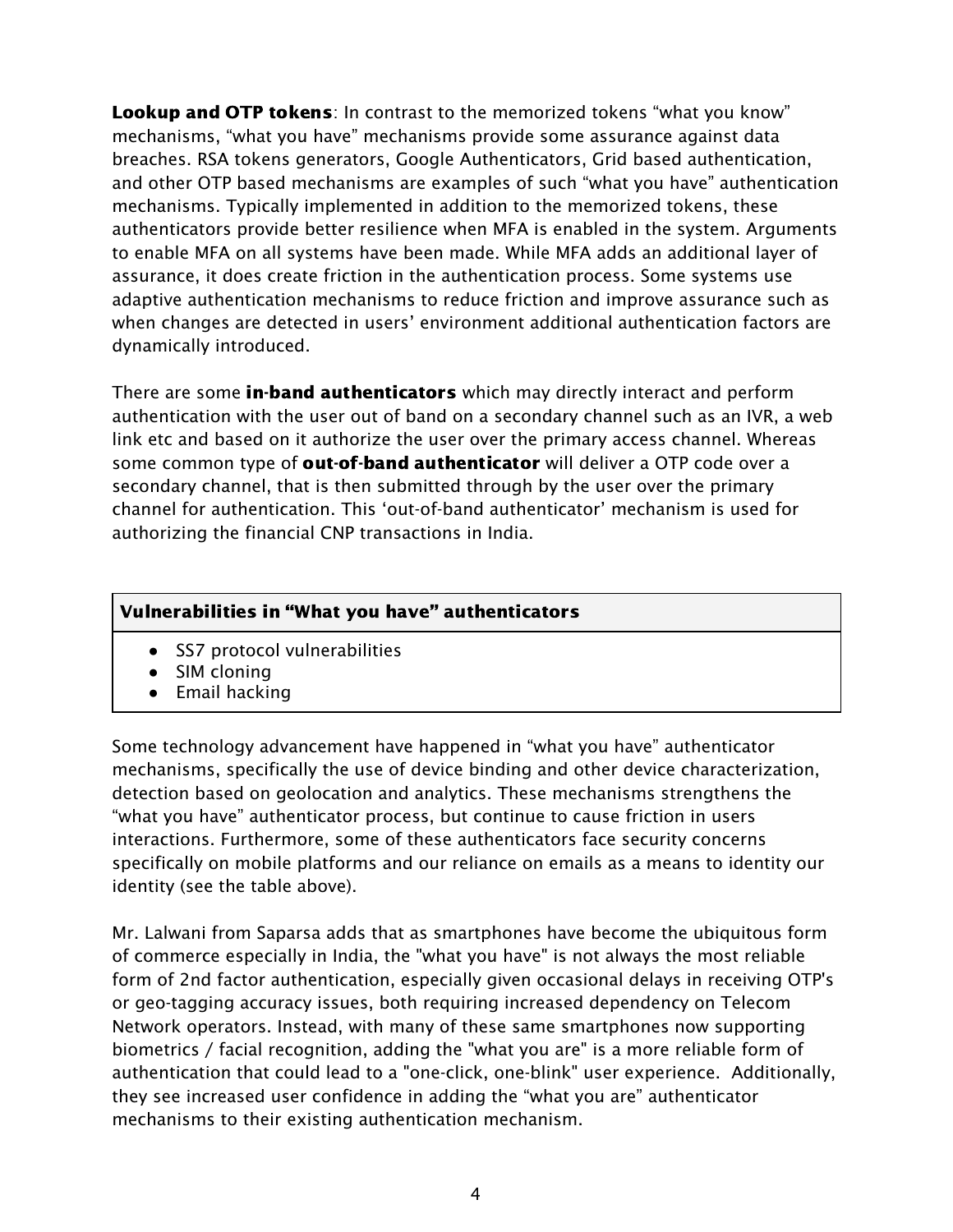**Lookup and OTP tokens**: In contrast to the memorized tokens "what you know" mechanisms, "what you have" mechanisms provide some assurance against data breaches. RSA tokens generators, Google Authenticators, Grid based authentication, and other OTP based mechanisms are examples of such "what you have" authentication mechanisms. Typically implemented in addition to the memorized tokens, these authenticators provide better resilience when MFA is enabled in the system. Arguments to enable MFA on all systems have been made. While MFA adds an additional layer of assurance, it does create friction in the authentication process. Some systems use adaptive authentication mechanisms to reduce friction and improve assurance such as when changes are detected in users' environment additional authentication factors are dynamically introduced.

There are some **in-band authenticators** which may directly interact and perform authentication with the user out of band on a secondary channel such as an IVR, a web link etc and based on it authorize the user over the primary access channel. Whereas some common type of **out-of-band authenticator** will deliver a OTP code over a secondary channel, that is then submitted through by the user over the primary channel for authentication. This 'out-of-band authenticator' mechanism is used for authorizing the financial CNP transactions in India.

| **Vulnerabilities in "What you have" authenticators** |
| --- |
| • SS7 protocol vulnerabilities<br>• SIM cloning<br>• Email hacking |

Some technology advancement have happened in "what you have" authenticator mechanisms, specifically the use of device binding and other device characterization, detection based on geolocation and analytics. These mechanisms strengthens the "what you have" authenticator process, but continue to cause friction in users interactions. Furthermore, some of these authenticators face security concerns specifically on mobile platforms and our reliance on emails as a means to identity our identity (see the table above).

Mr. Lalwani from Saparsa adds that as smartphones have become the ubiquitous form of commerce especially in India, the "what you have" is not always the most reliable form of 2nd factor authentication, especially given occasional delays in receiving OTP's or geo-tagging accuracy issues, both requiring increased dependency on Telecom Network operators. Instead, with many of these same smartphones now supporting biometrics / facial recognition, adding the "what you are" is a more reliable form of authentication that could lead to a "one-click, one-blink" user experience. Additionally, they see increased user confidence in adding the "what you are" authenticator mechanisms to their existing authentication mechanism.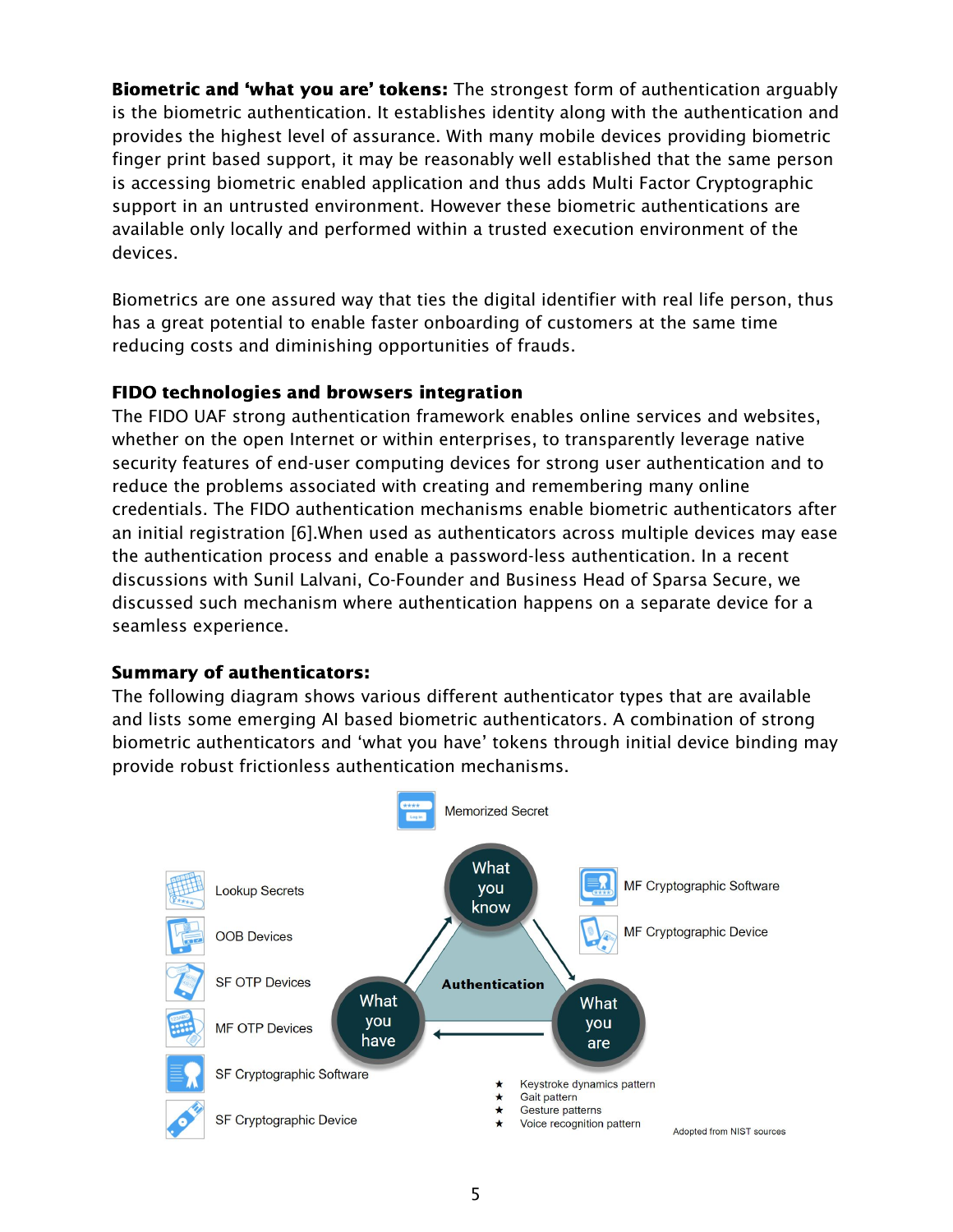**Biometric and 'what you are' tokens:** The strongest form of authentication arguably is the biometric authentication. It establishes identity along with the authentication and provides the highest level of assurance. With many mobile devices providing biometric finger print based support, it may be reasonably well established that the same person is accessing biometric enabled application and thus adds Multi Factor Cryptographic support in an untrusted environment. However these biometric authentications are available only locally and performed within a trusted execution environment of the devices.

Biometrics are one assured way that ties the digital identifier with real life person, thus has a great potential to enable faster onboarding of customers at the same time reducing costs and diminishing opportunities of frauds.

### FIDO technologies and browsers integration

The FIDO UAF strong authentication framework enables online services and websites, whether on the open Internet or within enterprises, to transparently leverage native security features of end-user computing devices for strong user authentication and to reduce the problems associated with creating and remembering many online credentials. The FIDO authentication mechanisms enable biometric authenticators after an initial registration [6].When used as authenticators across multiple devices may ease the authentication process and enable a password-less authentication. In a recent discussions with Sunil Lalvani, Co-Founder and Business Head of Sparsa Secure, we discussed such mechanism where authentication happens on a separate device for a seamless experience.

### Summary of authenticators:

The following diagram shows various different authenticator types that are available and lists some emerging AI based biometric authenticators. A combination of strong biometric authenticators and 'what you have' tokens through initial device binding may provide robust frictionless authentication mechanisms.

Memorized Secret

What you know

Lookup Secrets

OOB Devices

SF OTP Devices

MF OTP Devices

SF Cryptographic Software

SF Cryptographic Device

What you have

Authentication

What you are

MF Cryptographic Software

MF Cryptographic Device

- Keystroke dynamics pattern
- Gait pattern
- Gesture patterns
- Voice recognition pattern

Adopted from NIST sources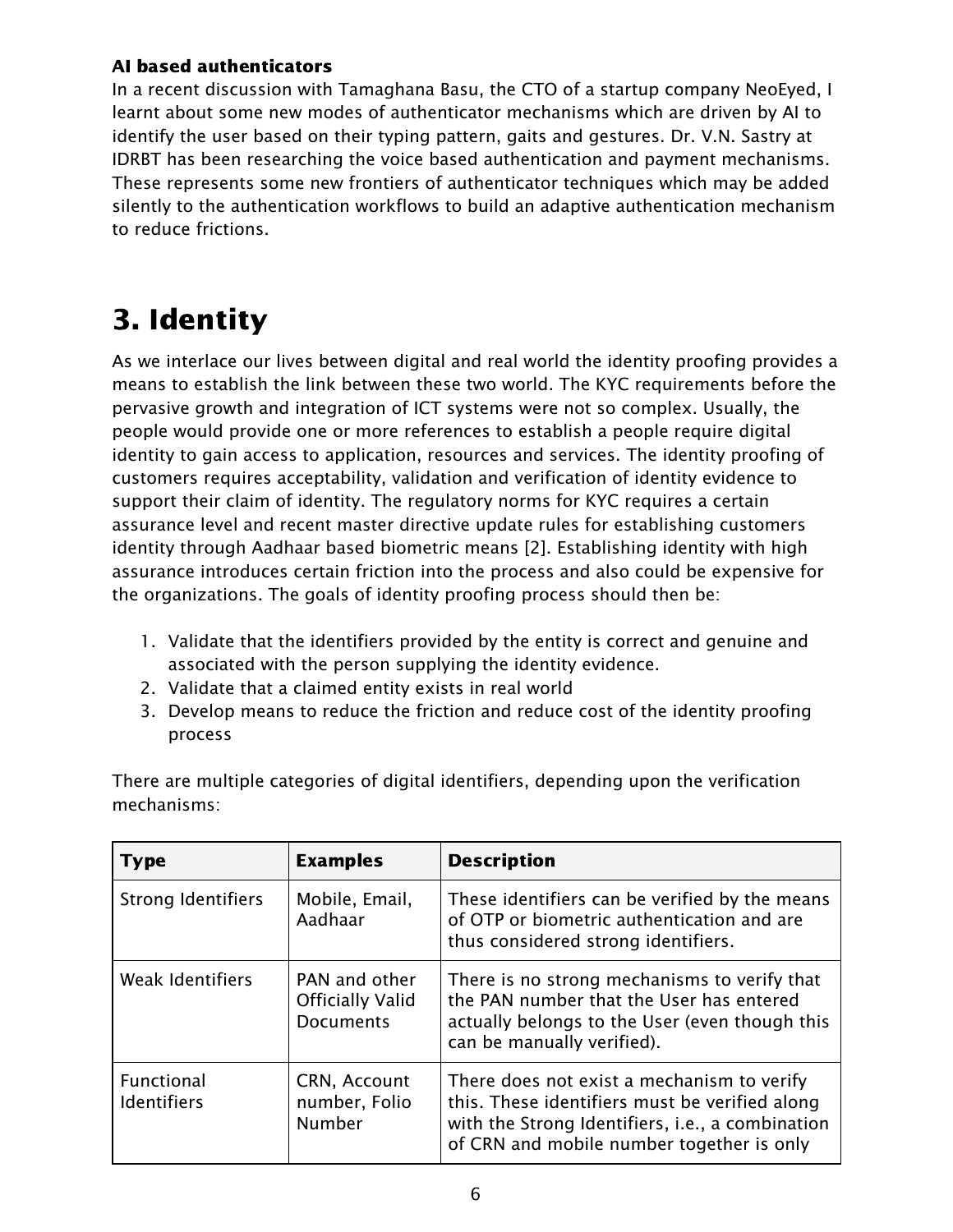**AI based authenticators**

In a recent discussion with Tamaghana Basu, the CTO of a startup company NeoEyed, I learnt about some new modes of authenticator mechanisms which are driven by AI to identify the user based on their typing pattern, gaits and gestures. Dr. V.N. Sastry at IDRBT has been researching the voice based authentication and payment mechanisms. These represents some new frontiers of authenticator techniques which may be added silently to the authentication workflows to build an adaptive authentication mechanism to reduce frictions.

# 3. Identity

As we interlace our lives between digital and real world the identity proofing provides a means to establish the link between these two world. The KYC requirements before the pervasive growth and integration of ICT systems were not so complex. Usually, the people would provide one or more references to establish a people require digital identity to gain access to application, resources and services. The identity proofing of customers requires acceptability, validation and verification of identity evidence to support their claim of identity. The regulatory norms for KYC requires a certain assurance level and recent master directive update rules for establishing customers identity through Aadhaar based biometric means [2]. Establishing identity with high assurance introduces certain friction into the process and also could be expensive for the organizations. The goals of identity proofing process should then be:

1. Validate that the identifiers provided by the entity is correct and genuine and associated with the person supplying the identity evidence.
2. Validate that a claimed entity exists in real world
3. Develop means to reduce the friction and reduce cost of the identity proofing process

There are multiple categories of digital identifiers, depending upon the verification mechanisms:

| Type | Examples | Description |
| --- | --- | --- |
| Strong Identifiers | Mobile, Email, Aadhaar | These identifiers can be verified by the means of OTP or biometric authentication and are thus considered strong identifiers. |
| Weak Identifiers | PAN and other Officially Valid Documents | There is no strong mechanisms to verify that the PAN number that the User has entered actually belongs to the User (even though this can be manually verified). |
| Functional Identifiers | CRN, Account number, Folio Number | There does not exist a mechanism to verify this. These identifiers must be verified along with the Strong Identifiers, i.e., a combination of CRN and mobile number together is only |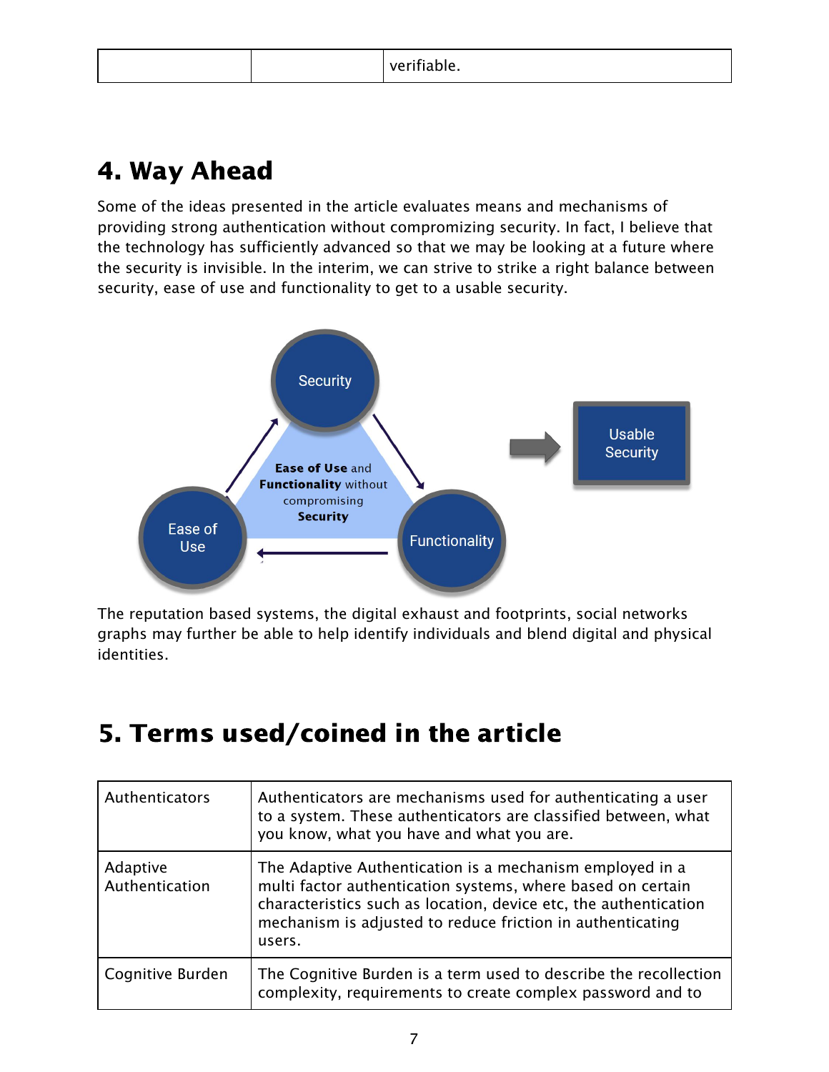|  |  | verifiable. |
|---|---|---|

## 4. Way Ahead

Some of the ideas presented in the article evaluates means and mechanisms of providing strong authentication without compromizing security. In fact, I believe that the technology has sufficiently advanced so that we may be looking at a future where the security is invisible. In the interim, we can strive to strike a right balance between security, ease of use and functionality to get to a usable security.

Security

**Ease of Use** and **Functionality** without compromising **Security**

Ease of Use

Functionality

Usable Security

The reputation based systems, the digital exhaust and footprints, social networks graphs may further be able to help identify individuals and blend digital and physical identities.

## 5. Terms used/coined in the article

| Authenticators | Authenticators are mechanisms used for authenticating a user to a system. These authenticators are classified between, what you know, what you have and what you are. |
|---|---|
| Adaptive Authentication | The Adaptive Authentication is a mechanism employed in a multi factor authentication systems, where based on certain characteristics such as location, device etc, the authentication mechanism is adjusted to reduce friction in authenticating users. |
| Cognitive Burden | The Cognitive Burden is a term used to describe the recollection complexity, requirements to create complex password and to |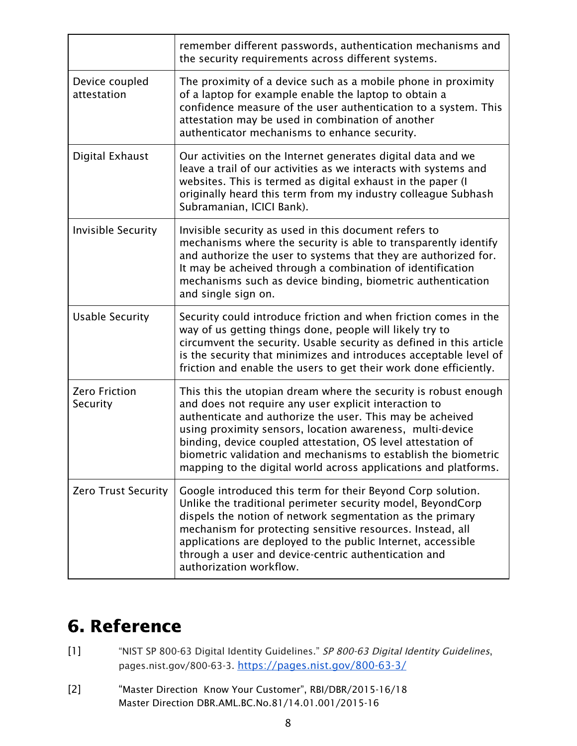| | |
|---|---|
| | remember different passwords, authentication mechanisms and the security requirements across different systems. |
| Device coupled attestation | The proximity of a device such as a mobile phone in proximity of a laptop for example enable the laptop to obtain a confidence measure of the user authentication to a system. This attestation may be used in combination of another authenticator mechanisms to enhance security. |
| Digital Exhaust | Our activities on the Internet generates digital data and we leave a trail of our activities as we interacts with systems and websites. This is termed as digital exhaust in the paper (I originally heard this term from my industry colleague Subhash Subramanian, ICICI Bank). |
| Invisible Security | Invisible security as used in this document refers to mechanisms where the security is able to transparently identify and authorize the user to systems that they are authorized for. It may be acheived through a combination of identification mechanisms such as device binding, biometric authentication and single sign on. |
| Usable Security | Security could introduce friction and when friction comes in the way of us getting things done, people will likely try to circumvent the security. Usable security as defined in this article is the security that minimizes and introduces acceptable level of friction and enable the users to get their work done efficiently. |
| Zero Friction Security | This this the utopian dream where the security is robust enough and does not require any user explicit interaction to authenticate and authorize the user. This may be acheived using proximity sensors, location awareness, multi-device binding, device coupled attestation, OS level attestation of biometric validation and mechanisms to establish the biometric mapping to the digital world across applications and platforms. |
| Zero Trust Security | Google introduced this term for their Beyond Corp solution. Unlike the traditional perimeter security model, BeyondCorp dispels the notion of network segmentation as the primary mechanism for protecting sensitive resources. Instead, all applications are deployed to the public Internet, accessible through a user and device-centric authentication and authorization workflow. |

# 6. Reference

[1] "NIST SP 800-63 Digital Identity Guidelines." *SP 800-63 Digital Identity Guidelines*, pages.nist.gov/800-63-3. https://pages.nist.gov/800-63-3/

[2] "Master Direction Know Your Customer", RBI/DBR/2015-16/18 Master Direction DBR.AML.BC.No.81/14.01.001/2015-16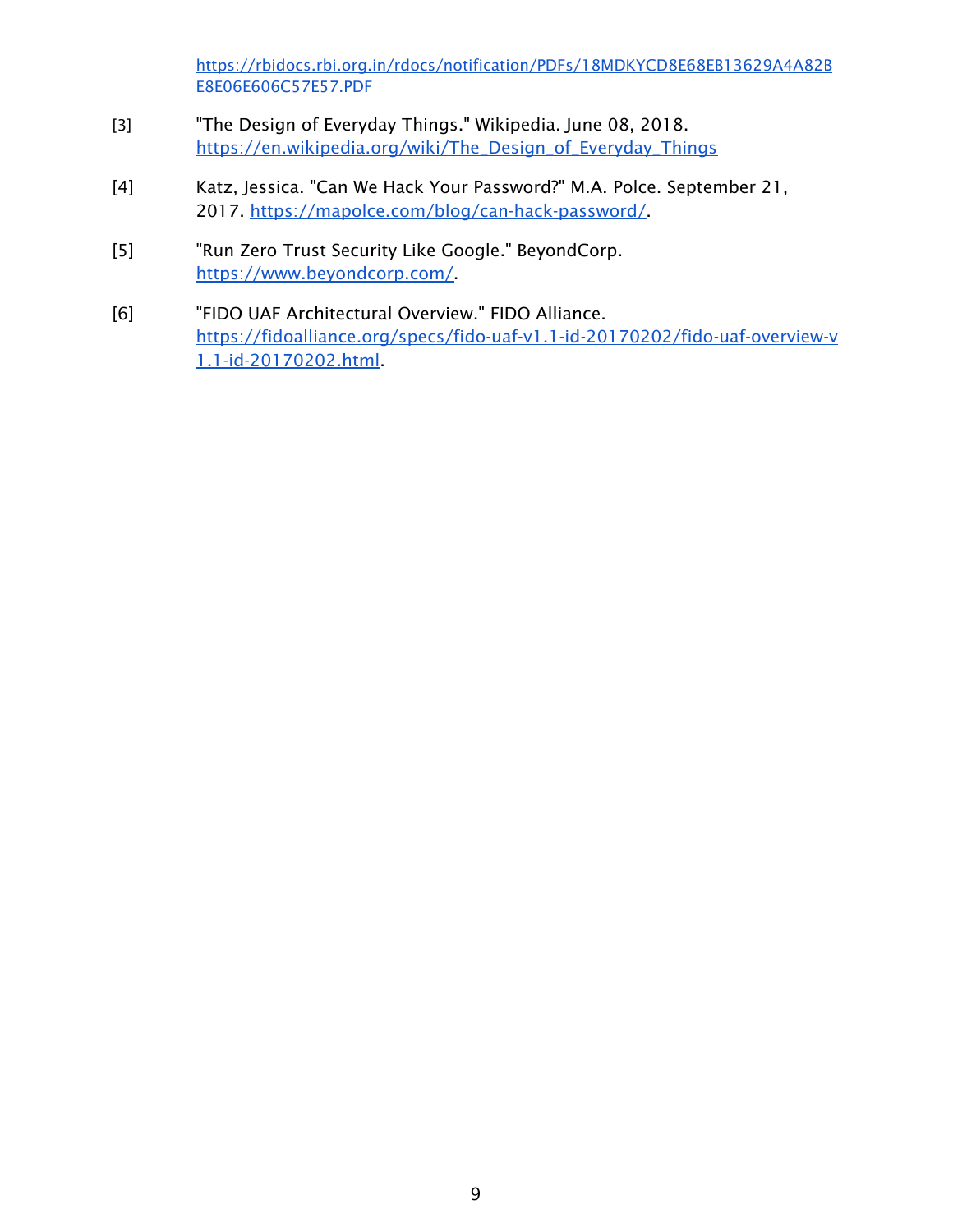https://rbidocs.rbi.org.in/rdocs/notification/PDFs/18MDKYCD8E68EB13629A4A82BE8E06E606C57E57.PDF

[3] "The Design of Everyday Things." Wikipedia. June 08, 2018. https://en.wikipedia.org/wiki/The_Design_of_Everyday_Things

[4] Katz, Jessica. "Can We Hack Your Password?" M.A. Polce. September 21, 2017. https://mapolce.com/blog/can-hack-password/.

[5] "Run Zero Trust Security Like Google." BeyondCorp. https://www.beyondcorp.com/.

[6] "FIDO UAF Architectural Overview." FIDO Alliance. https://fidoalliance.org/specs/fido-uaf-v1.1-id-20170202/fido-uaf-overview-v1.1-id-20170202.html.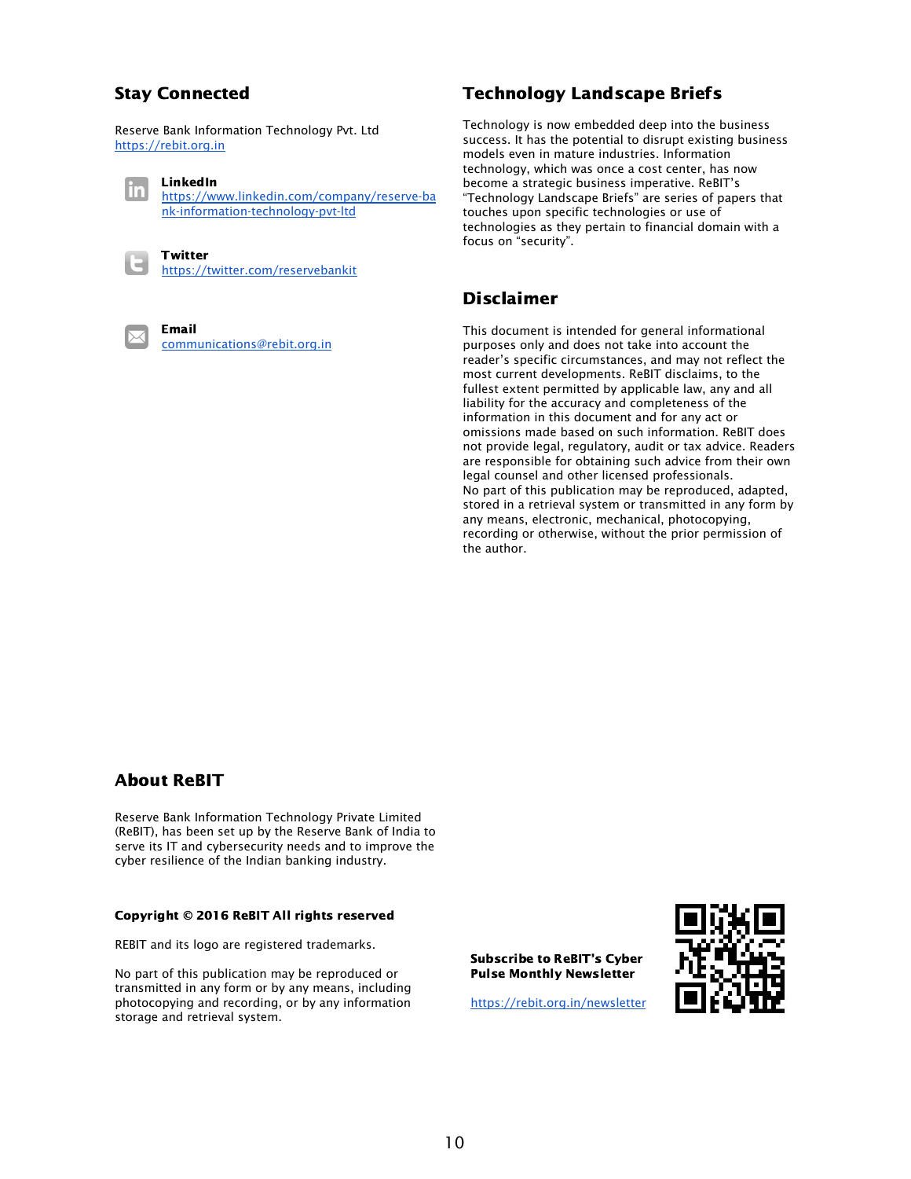## Stay Connected

Reserve Bank Information Technology Pvt. Ltd
https://rebit.org.in

**LinkedIn**
https://www.linkedin.com/company/reserve-bank-information-technology-pvt-ltd

**Twitter**
https://twitter.com/reservebankit

**Email**
communications@rebit.org.in

## Technology Landscape Briefs

Technology is now embedded deep into the business success. It has the potential to disrupt existing business models even in mature industries. Information technology, which was once a cost center, has now become a strategic business imperative. ReBIT's "Technology Landscape Briefs" are series of papers that touches upon specific technologies or use of technologies as they pertain to financial domain with a focus on "security".

## Disclaimer

This document is intended for general informational purposes only and does not take into account the reader's specific circumstances, and may not reflect the most current developments. ReBIT disclaims, to the fullest extent permitted by applicable law, any and all liability for the accuracy and completeness of the information in this document and for any act or omissions made based on such information. ReBIT does not provide legal, regulatory, audit or tax advice. Readers are responsible for obtaining such advice from their own legal counsel and other licensed professionals.
No part of this publication may be reproduced, adapted, stored in a retrieval system or transmitted in any form by any means, electronic, mechanical, photocopying, recording or otherwise, without the prior permission of the author.

## About ReBIT

Reserve Bank Information Technology Private Limited (ReBIT), has been set up by the Reserve Bank of India to serve its IT and cybersecurity needs and to improve the cyber resilience of the Indian banking industry.

**Copyright © 2016 ReBIT All rights reserved**

REBIT and its logo are registered trademarks.

No part of this publication may be reproduced or transmitted in any form or by any means, including photocopying and recording, or by any information storage and retrieval system.

**Subscribe to ReBIT's Cyber Pulse Monthly Newsletter**

https://rebit.org.in/newsletter